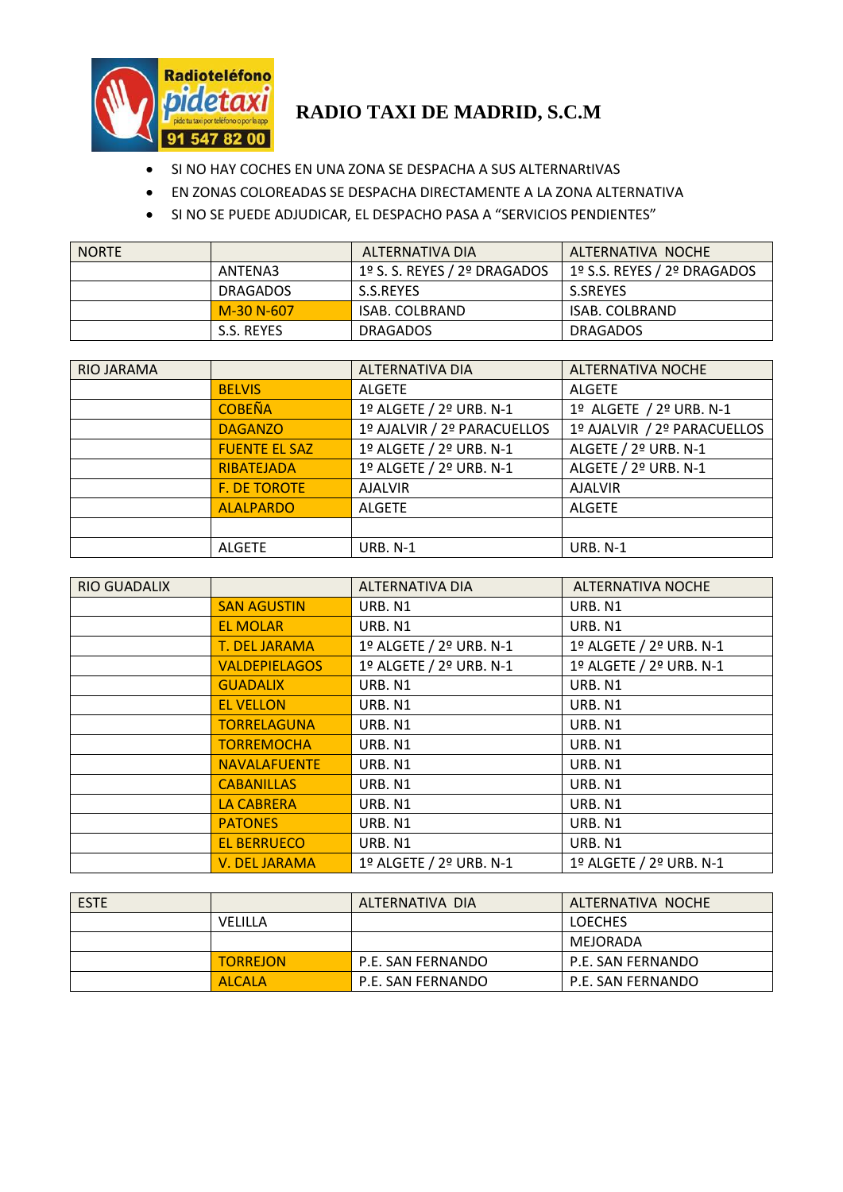# RADIO TAXI DE MADRID, S.C.M

- SI NO HAY COCHES EN UNA ZONA SE DESPACHA A SUS ALTERNARtIVAS
- EN ZONAS COLOREADAS SE DESPACHA DIRECTAMENTE A LA ZONA ALTERNATIVA
- SI NO SE PUEDE ADJUDICAR, EL DESPACHO PASA A "SERVICIOS PENDIENTES"

| NORTE | | ALTERNATIVA DIA | ALTERNATIVA NOCHE |
|---|---|---|---|
| | ANTENA3 | 1º S. S. REYES / 2º DRAGADOS | 1º S.S. REYES / 2º DRAGADOS |
| | DRAGADOS | S.S.REYES | S.SREYES |
| | M-30 N-607 | ISAB. COLBRAND | ISAB. COLBRAND |
| | S.S. REYES | DRAGADOS | DRAGADOS |

| RIO JARAMA | | ALTERNATIVA DIA | ALTERNATIVA NOCHE |
|---|---|---|---|
| | BELVIS | ALGETE | ALGETE |
| | COBEÑA | 1º ALGETE / 2º URB. N-1 | 1º ALGETE / 2º URB. N-1 |
| | DAGANZO | 1º AJALVIR / 2º PARACUELLOS | 1º AJALVIR / 2º PARACUELLOS |
| | FUENTE EL SAZ | 1º ALGETE / 2º URB. N-1 | ALGETE / 2º URB. N-1 |
| | RIBATEJADA | 1º ALGETE / 2º URB. N-1 | ALGETE / 2º URB. N-1 |
| | F. DE TOROTE | AJALVIR | AJALVIR |
| | ALALPARDO | ALGETE | ALGETE |
| | | | |
| | ALGETE | URB. N-1 | URB. N-1 |

| RIO GUADALIX | | ALTERNATIVA DIA | ALTERNATIVA NOCHE |
|---|---|---|---|
| | SAN AGUSTIN | URB. N1 | URB. N1 |
| | EL MOLAR | URB. N1 | URB. N1 |
| | T. DEL JARAMA | 1º ALGETE / 2º URB. N-1 | 1º ALGETE / 2º URB. N-1 |
| | VALDEPIELAGOS | 1º ALGETE / 2º URB. N-1 | 1º ALGETE / 2º URB. N-1 |
| | GUADALIX | URB. N1 | URB. N1 |
| | EL VELLON | URB. N1 | URB. N1 |
| | TORRELAGUNA | URB. N1 | URB. N1 |
| | TORREMOCHA | URB. N1 | URB. N1 |
| | NAVALAFUENTE | URB. N1 | URB. N1 |
| | CABANILLAS | URB. N1 | URB. N1 |
| | LA CABRERA | URB. N1 | URB. N1 |
| | PATONES | URB. N1 | URB. N1 |
| | EL BERRUECO | URB. N1 | URB. N1 |
| | V. DEL JARAMA | 1º ALGETE / 2º URB. N-1 | 1º ALGETE / 2º URB. N-1 |

| ESTE | | ALTERNATIVA DIA | ALTERNATIVA NOCHE |
|---|---|---|---|
| | VELILLA | | LOECHES |
| | | | MEJORADA |
| | TORREJON | P.E. SAN FERNANDO | P.E. SAN FERNANDO |
| | ALCALA | P.E. SAN FERNANDO | P.E. SAN FERNANDO |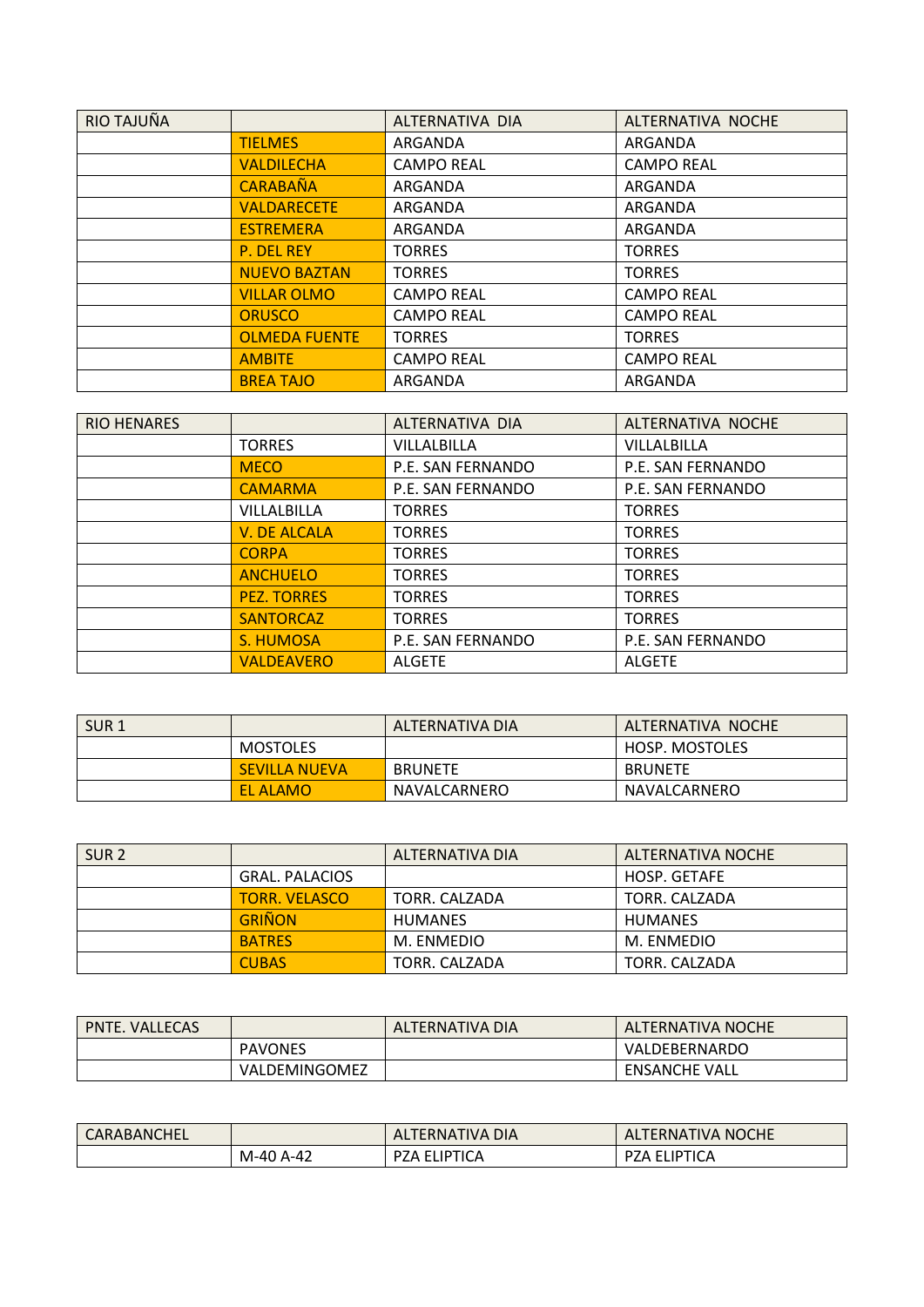| RIO TAJUÑA | | ALTERNATIVA DIA | ALTERNATIVA NOCHE |
|---|---|---|---|
| | TIELMES | ARGANDA | ARGANDA |
| | VALDILECHA | CAMPO REAL | CAMPO REAL |
| | CARABAÑA | ARGANDA | ARGANDA |
| | VALDARECETE | ARGANDA | ARGANDA |
| | ESTREMERA | ARGANDA | ARGANDA |
| | P. DEL REY | TORRES | TORRES |
| | NUEVO BAZTAN | TORRES | TORRES |
| | VILLAR OLMO | CAMPO REAL | CAMPO REAL |
| | ORUSCO | CAMPO REAL | CAMPO REAL |
| | OLMEDA FUENTE | TORRES | TORRES |
| | AMBITE | CAMPO REAL | CAMPO REAL |
| | BREA TAJO | ARGANDA | ARGANDA |

| RIO HENARES | | ALTERNATIVA DIA | ALTERNATIVA NOCHE |
|---|---|---|---|
| | TORRES | VILLALBILLA | VILLALBILLA |
| | MECO | P.E. SAN FERNANDO | P.E. SAN FERNANDO |
| | CAMARMA | P.E. SAN FERNANDO | P.E. SAN FERNANDO |
| | VILLALBILLA | TORRES | TORRES |
| | V. DE ALCALA | TORRES | TORRES |
| | CORPA | TORRES | TORRES |
| | ANCHUELO | TORRES | TORRES |
| | PEZ. TORRES | TORRES | TORRES |
| | SANTORCAZ | TORRES | TORRES |
| | S. HUMOSA | P.E. SAN FERNANDO | P.E. SAN FERNANDO |
| | VALDEAVERO | ALGETE | ALGETE |

| SUR 1 | | ALTERNATIVA DIA | ALTERNATIVA NOCHE |
|---|---|---|---|
| | MOSTOLES | | HOSP. MOSTOLES |
| | SEVILLA NUEVA | BRUNETE | BRUNETE |
| | EL ALAMO | NAVALCARNERO | NAVALCARNERO |

| SUR 2 | | ALTERNATIVA DIA | ALTERNATIVA NOCHE |
|---|---|---|---|
| | GRAL. PALACIOS | | HOSP. GETAFE |
| | TORR. VELASCO | TORR. CALZADA | TORR. CALZADA |
| | GRIÑON | HUMANES | HUMANES |
| | BATRES | M. ENMEDIO | M. ENMEDIO |
| | CUBAS | TORR. CALZADA | TORR. CALZADA |

| PNTE. VALLECAS | | ALTERNATIVA DIA | ALTERNATIVA NOCHE |
|---|---|---|---|
| | PAVONES | | VALDEBERNARDO |
| | VALDEMINGOMEZ | | ENSANCHE VALL |

| CARABANCHEL | | ALTERNATIVA DIA | ALTERNATIVA NOCHE |
|---|---|---|---|
| | M-40 A-42 | PZA ELIPTICA | PZA ELIPTICA |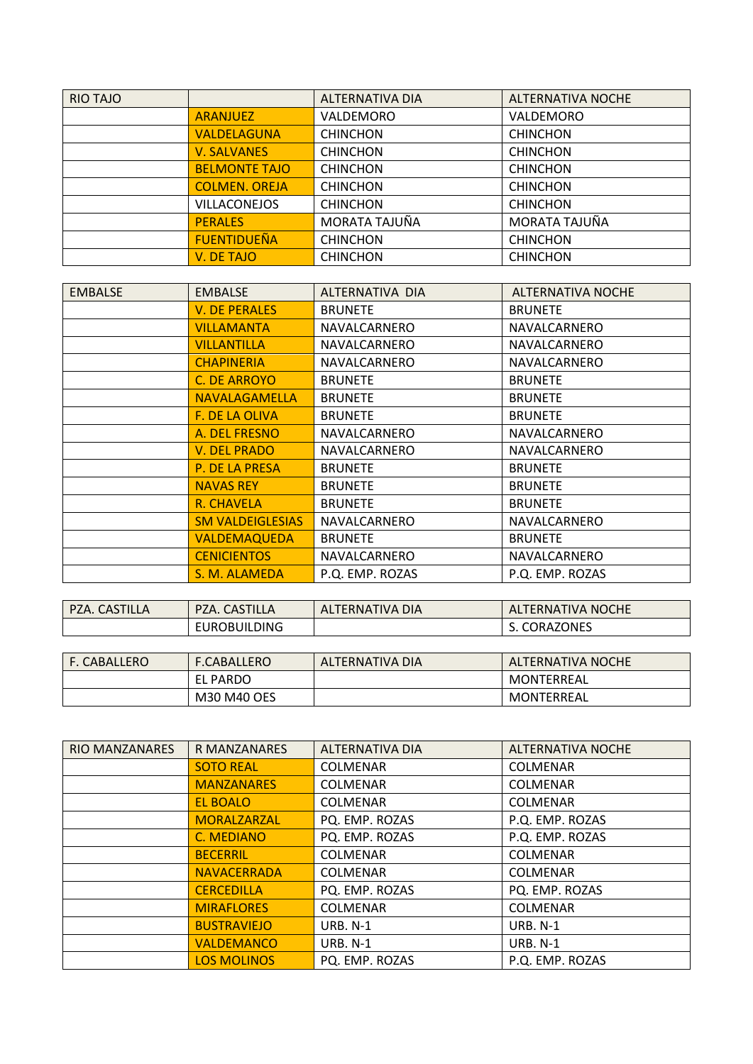| RIO TAJO | | ALTERNATIVA DIA | ALTERNATIVA NOCHE |
|---|---|---|---|
| | ARANJUEZ | VALDEMORO | VALDEMORO |
| | VALDELAGUNA | CHINCHON | CHINCHON |
| | V. SALVANES | CHINCHON | CHINCHON |
| | BELMONTE TAJO | CHINCHON | CHINCHON |
| | COLMEN. OREJA | CHINCHON | CHINCHON |
| | VILLACONEJOS | CHINCHON | CHINCHON |
| | PERALES | MORATA TAJUÑA | MORATA TAJUÑA |
| | FUENTIDUEÑA | CHINCHON | CHINCHON |
| | V. DE TAJO | CHINCHON | CHINCHON |

| EMBALSE | EMBALSE | ALTERNATIVA DIA | ALTERNATIVA NOCHE |
|---|---|---|---|
| | V. DE PERALES | BRUNETE | BRUNETE |
| | VILLAMANTA | NAVALCARNERO | NAVALCARNERO |
| | VILLANTILLA | NAVALCARNERO | NAVALCARNERO |
| | CHAPINERIA | NAVALCARNERO | NAVALCARNERO |
| | C. DE ARROYO | BRUNETE | BRUNETE |
| | NAVALAGAMELLA | BRUNETE | BRUNETE |
| | F. DE LA OLIVA | BRUNETE | BRUNETE |
| | A. DEL FRESNO | NAVALCARNERO | NAVALCARNERO |
| | V. DEL PRADO | NAVALCARNERO | NAVALCARNERO |
| | P. DE LA PRESA | BRUNETE | BRUNETE |
| | NAVAS REY | BRUNETE | BRUNETE |
| | R. CHAVELA | BRUNETE | BRUNETE |
| | SM VALDEIGLESIAS | NAVALCARNERO | NAVALCARNERO |
| | VALDEMAQUEDA | BRUNETE | BRUNETE |
| | CENICIENTOS | NAVALCARNERO | NAVALCARNERO |
| | S. M. ALAMEDA | P.Q. EMP. ROZAS | P.Q. EMP. ROZAS |

| PZA. CASTILLA | PZA. CASTILLA | ALTERNATIVA DIA | ALTERNATIVA NOCHE |
|---|---|---|---|
| | EUROBUILDING | | S. CORAZONES |

| F. CABALLERO | F.CABALLERO | ALTERNATIVA DIA | ALTERNATIVA NOCHE |
|---|---|---|---|
| | EL PARDO | | MONTERREAL |
| | M30 M40 OES | | MONTERREAL |

| RIO MANZANARES | R MANZANARES | ALTERNATIVA DIA | ALTERNATIVA NOCHE |
|---|---|---|---|
| | SOTO REAL | COLMENAR | COLMENAR |
| | MANZANARES | COLMENAR | COLMENAR |
| | EL BOALO | COLMENAR | COLMENAR |
| | MORALZARZAL | PQ. EMP. ROZAS | P.Q. EMP. ROZAS |
| | C. MEDIANO | PQ. EMP. ROZAS | P.Q. EMP. ROZAS |
| | BECERRIL | COLMENAR | COLMENAR |
| | NAVACERRADA | COLMENAR | COLMENAR |
| | CERCEDILLA | PQ. EMP. ROZAS | PQ. EMP. ROZAS |
| | MIRAFLORES | COLMENAR | COLMENAR |
| | BUSTRAVIEJO | URB. N-1 | URB. N-1 |
| | VALDEMANCO | URB. N-1 | URB. N-1 |
| | LOS MOLINOS | PQ. EMP. ROZAS | P.Q. EMP. ROZAS |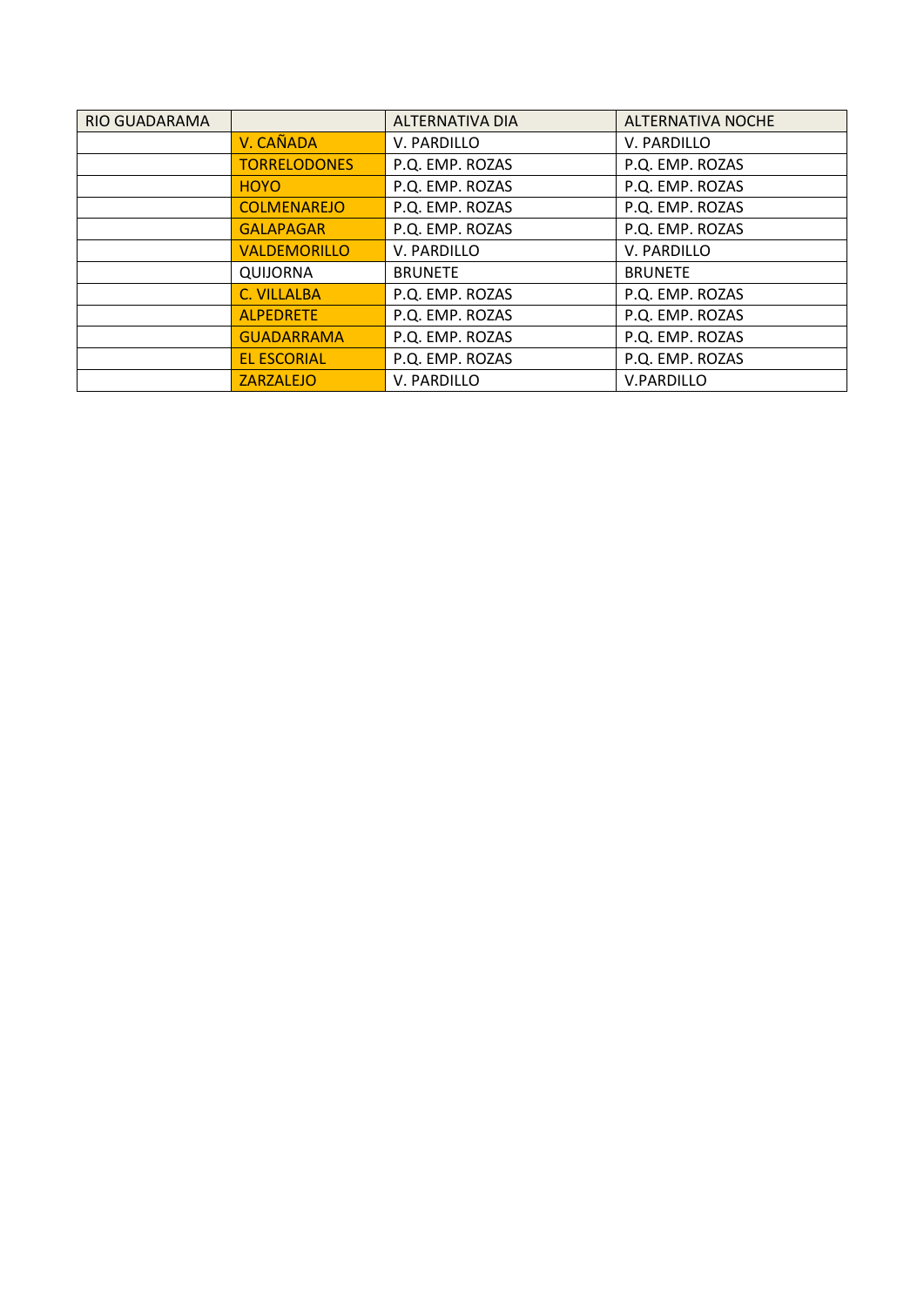| RIO GUADARAMA | | ALTERNATIVA DIA | ALTERNATIVA NOCHE |
|---|---|---|---|
| | V. CAÑADA | V. PARDILLO | V. PARDILLO |
| | TORRELODONES | P.Q. EMP. ROZAS | P.Q. EMP. ROZAS |
| | HOYO | P.Q. EMP. ROZAS | P.Q. EMP. ROZAS |
| | COLMENAREJO | P.Q. EMP. ROZAS | P.Q. EMP. ROZAS |
| | GALAPAGAR | P.Q. EMP. ROZAS | P.Q. EMP. ROZAS |
| | VALDEMORILLO | V. PARDILLO | V. PARDILLO |
| | QUIJORNA | BRUNETE | BRUNETE |
| | C. VILLALBA | P.Q. EMP. ROZAS | P.Q. EMP. ROZAS |
| | ALPEDRETE | P.Q. EMP. ROZAS | P.Q. EMP. ROZAS |
| | GUADARRAMA | P.Q. EMP. ROZAS | P.Q. EMP. ROZAS |
| | EL ESCORIAL | P.Q. EMP. ROZAS | P.Q. EMP. ROZAS |
| | ZARZALEJO | V. PARDILLO | V.PARDILLO |